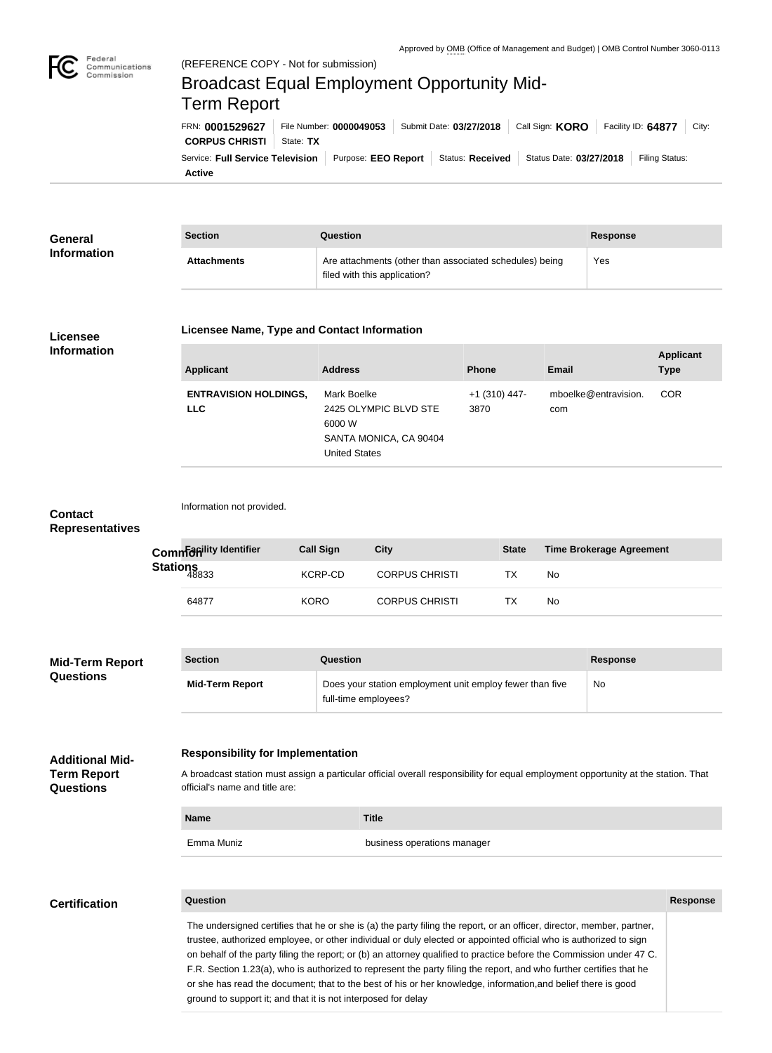Approved by OMB (Office of Management and Budget) | OMB Control Number 3060-0113

Federal Communications Commission

(REFERENCE COPY - Not for submission)

# Broadcast Equal Employment Opportunity Mid-Term Report

FRN: **0001529627** | File Number: **0000049053** | Submit Date: **03/27/2018** | Call Sign: **KORO** | Facility ID: **64877** | City: **CORPUS CHRISTI** | State: **TX**

Service: **Full Service Television** | Purpose: **EEO Report** | Status: **Received** | Status Date: **03/27/2018** | Filing Status: **Active**

## General Information

| Section | Question | Response |
| --- | --- | --- |
| **Attachments** | Are attachments (other than associated schedules) being filed with this application? | Yes |

## Licensee Information

### Licensee Name, Type and Contact Information

| Applicant | Address | Phone | Email | Applicant Type |
| --- | --- | --- | --- | --- |
| **ENTRAVISION HOLDINGS, LLC** | Mark Boelke<br>2425 OLYMPIC BLVD STE 6000 W<br>SANTA MONICA, CA 90404<br>United States | +1 (310) 447-3870 | mboelke@entravision.com | COR |

## Contact Representatives

Information not provided.

## Common Stations

| Facility Identifier | Call Sign | City | State | Time Brokerage Agreement |
| --- | --- | --- | --- | --- |
| 48833 | KCRP-CD | CORPUS CHRISTI | TX | No |
| 64877 | KORO | CORPUS CHRISTI | TX | No |

## Mid-Term Report Questions

| Section | Question | Response |
| --- | --- | --- |
| **Mid-Term Report** | Does your station employment unit employ fewer than five full-time employees? | No |

## Additional Mid-Term Report Questions

### Responsibility for Implementation

A broadcast station must assign a particular official overall responsibility for equal employment opportunity at the station. That official's name and title are:

| Name | Title |
| --- | --- |
| Emma Muniz | business operations manager |

## Certification

| Question | Response |
| --- | --- |
| The undersigned certifies that he or she is (a) the party filing the report, or an officer, director, member, partner, trustee, authorized employee, or other individual or duly elected or appointed official who is authorized to sign on behalf of the party filing the report; or (b) an attorney qualified to practice before the Commission under 47 C.F.R. Section 1.23(a), who is authorized to represent the party filing the report, and who further certifies that he or she has read the document; that to the best of his or her knowledge, information,and belief there is good ground to support it; and that it is not interposed for delay | |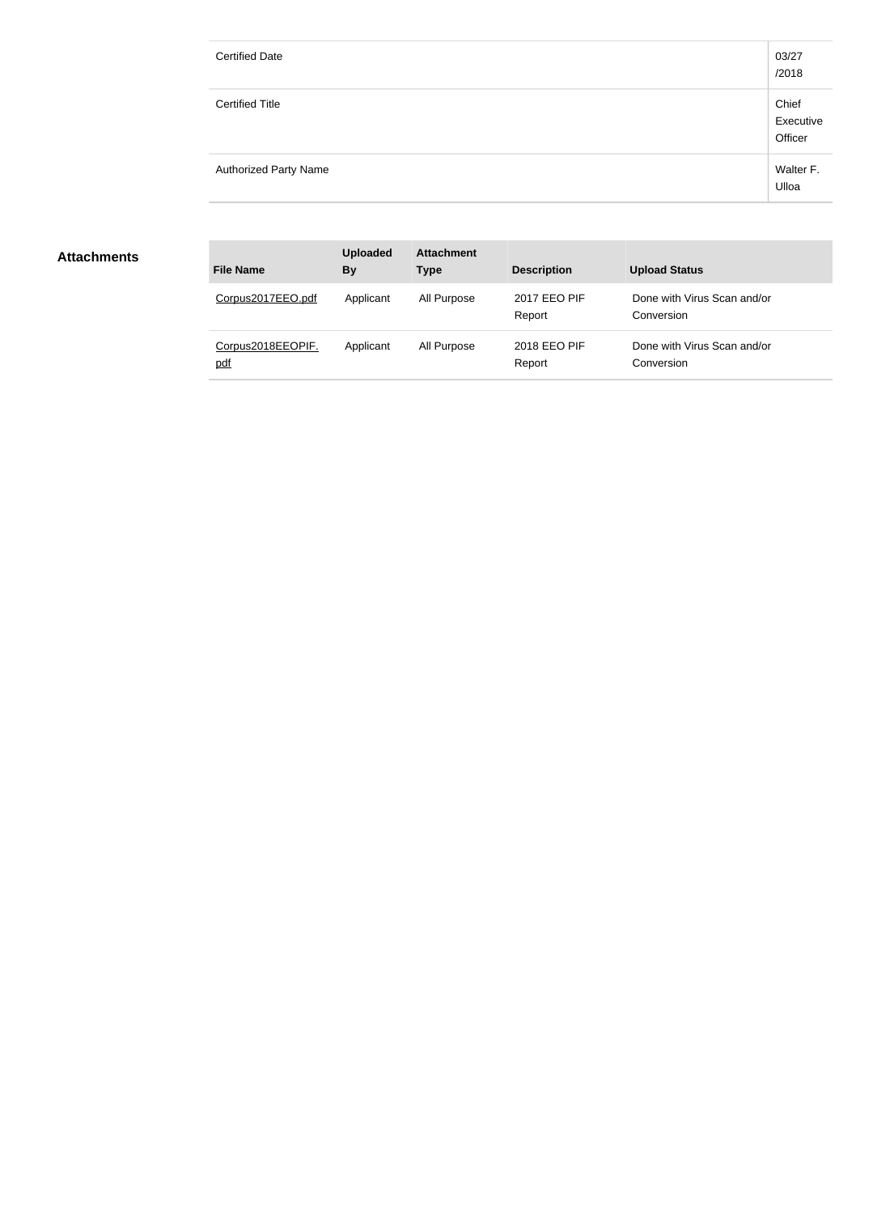| | |
|---|---|
| Certified Date | 03/27/2018 |
| Certified Title | Chief Executive Officer |
| Authorized Party Name | Walter F. Ulloa |

## Attachments

| File Name | Uploaded By | Attachment Type | Description | Upload Status |
|---|---|---|---|---|
| Corpus2017EEO.pdf | Applicant | All Purpose | 2017 EEO PIF Report | Done with Virus Scan and/or Conversion |
| Corpus2018EEOPIF.pdf | Applicant | All Purpose | 2018 EEO PIF Report | Done with Virus Scan and/or Conversion |